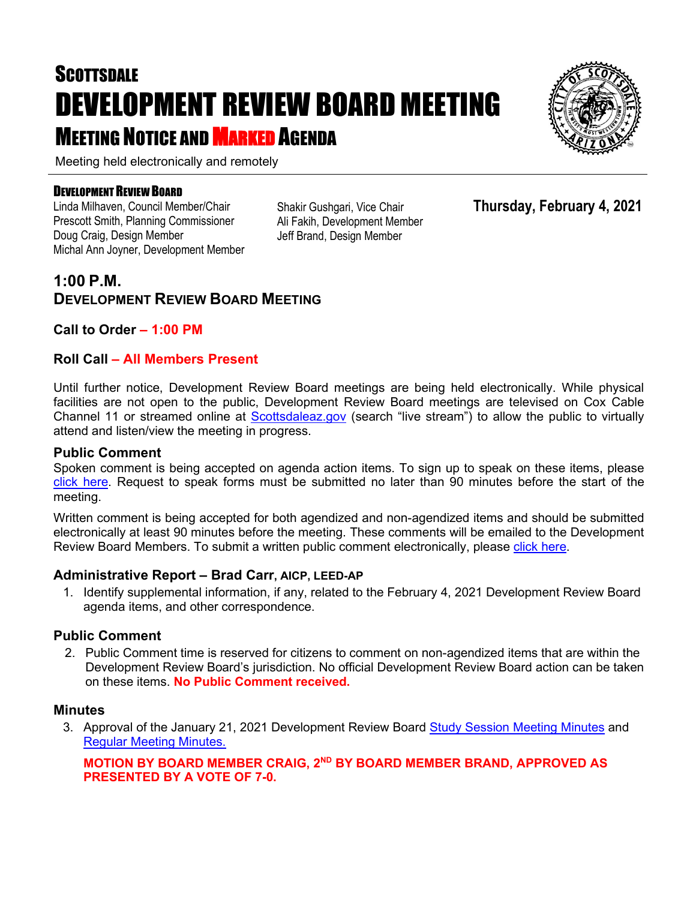# SCOTTSDALE

# DEVELOPMENT REVIEW BOARD MEETING

## MEETING NOTICE AND MARKED AGENDA

Meeting held electronically and remotely

**DEVELOPMENT REVIEW BOARD**

Linda Milhaven, Council Member/Chair
Prescott Smith, Planning Commissioner
Doug Craig, Design Member
Michal Ann Joyner, Development Member
Shakir Gushgari, Vice Chair
Ali Fakih, Development Member
Jeff Brand, Design Member

**Thursday, February 4, 2021**

## 1:00 P.M.
## DEVELOPMENT REVIEW BOARD MEETING

### Call to Order – 1:00 PM

### Roll Call – All Members Present

Until further notice, Development Review Board meetings are being held electronically. While physical facilities are not open to the public, Development Review Board meetings are televised on Cox Cable Channel 11 or streamed online at Scottsdaleaz.gov (search "live stream") to allow the public to virtually attend and listen/view the meeting in progress.

### Public Comment

Spoken comment is being accepted on agenda action items. To sign up to speak on these items, please click here. Request to speak forms must be submitted no later than 90 minutes before the start of the meeting.

Written comment is being accepted for both agendized and non-agendized items and should be submitted electronically at least 90 minutes before the meeting. These comments will be emailed to the Development Review Board Members. To submit a written public comment electronically, please click here.

### Administrative Report – Brad Carr, AICP, LEED-AP

1. Identify supplemental information, if any, related to the February 4, 2021 Development Review Board agenda items, and other correspondence.

### Public Comment

2. Public Comment time is reserved for citizens to comment on non-agendized items that are within the Development Review Board's jurisdiction. No official Development Review Board action can be taken on these items. **No Public Comment received.**

### Minutes

3. Approval of the January 21, 2021 Development Review Board Study Session Meeting Minutes and Regular Meeting Minutes.

**MOTION BY BOARD MEMBER CRAIG, 2ND BY BOARD MEMBER BRAND, APPROVED AS PRESENTED BY A VOTE OF 7-0.**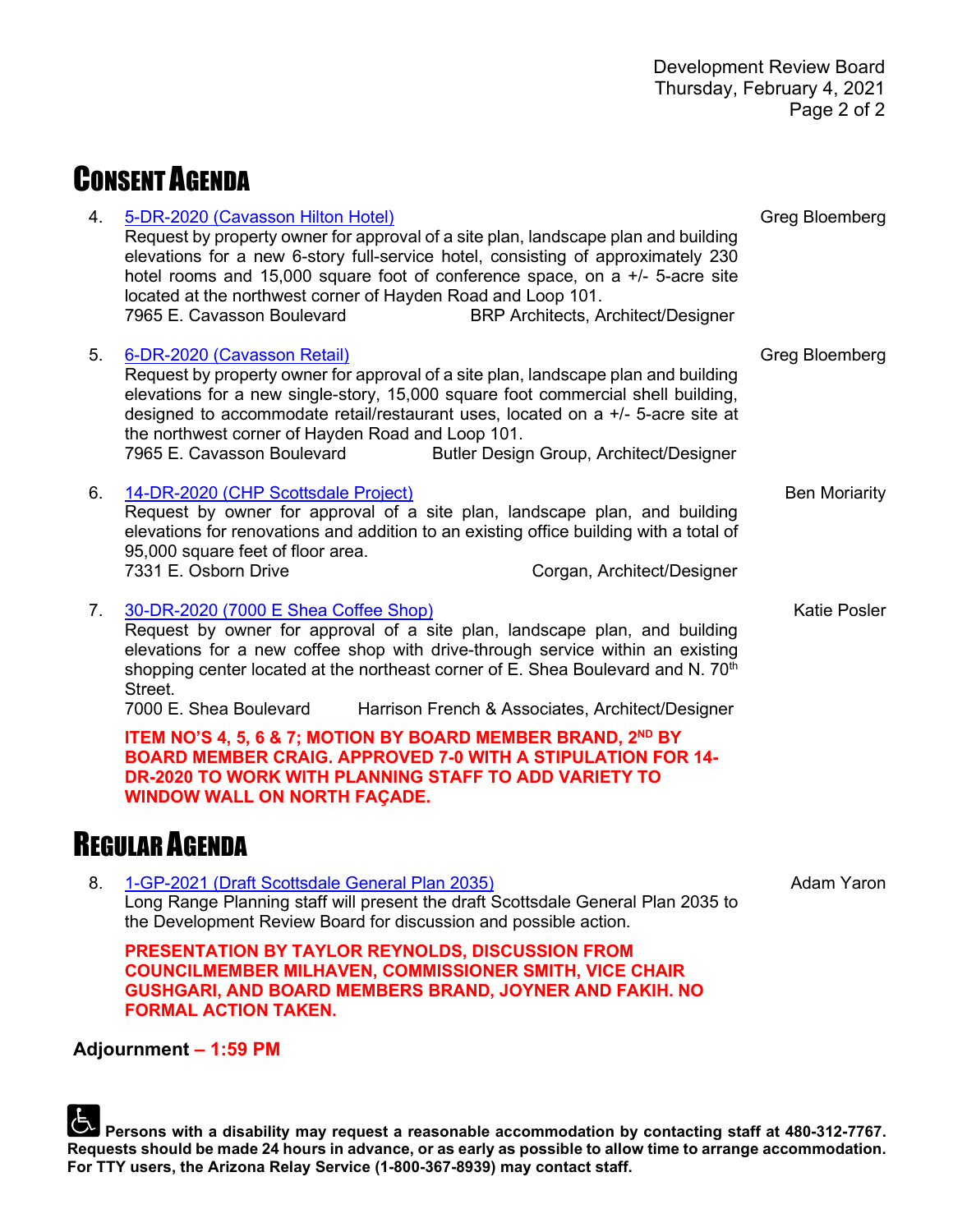# CONSENT AGENDA

4. 5-DR-2020 (Cavasson Hilton Hotel) — Greg Bloemberg
   Request by property owner for approval of a site plan, landscape plan and building elevations for a new 6-story full-service hotel, consisting of approximately 230 hotel rooms and 15,000 square foot of conference space, on a +/- 5-acre site located at the northwest corner of Hayden Road and Loop 101.
   7965 E. Cavasson Boulevard — BRP Architects, Architect/Designer

5. 6-DR-2020 (Cavasson Retail) — Greg Bloemberg
   Request by property owner for approval of a site plan, landscape plan and building elevations for a new single-story, 15,000 square foot commercial shell building, designed to accommodate retail/restaurant uses, located on a +/- 5-acre site at the northwest corner of Hayden Road and Loop 101.
   7965 E. Cavasson Boulevard — Butler Design Group, Architect/Designer

6. 14-DR-2020 (CHP Scottsdale Project) — Ben Moriarity
   Request by owner for approval of a site plan, landscape plan, and building elevations for renovations and addition to an existing office building with a total of 95,000 square feet of floor area.
   7331 E. Osborn Drive — Corgan, Architect/Designer

7. 30-DR-2020 (7000 E Shea Coffee Shop) — Katie Posler
   Request by owner for approval of a site plan, landscape plan, and building elevations for a new coffee shop with drive-through service within an existing shopping center located at the northeast corner of E. Shea Boulevard and N. 70th Street.
   7000 E. Shea Boulevard — Harrison French & Associates, Architect/Designer

   **ITEM NO'S 4, 5, 6 & 7; MOTION BY BOARD MEMBER BRAND, 2ND BY BOARD MEMBER CRAIG. APPROVED 7-0 WITH A STIPULATION FOR 14-DR-2020 TO WORK WITH PLANNING STAFF TO ADD VARIETY TO WINDOW WALL ON NORTH FAÇADE.**

# REGULAR AGENDA

8. 1-GP-2021 (Draft Scottsdale General Plan 2035) — Adam Yaron
   Long Range Planning staff will present the draft Scottsdale General Plan 2035 to the Development Review Board for discussion and possible action.

   **PRESENTATION BY TAYLOR REYNOLDS, DISCUSSION FROM COUNCILMEMBER MILHAVEN, COMMISSIONER SMITH, VICE CHAIR GUSHGARI, AND BOARD MEMBERS BRAND, JOYNER AND FAKIH. NO FORMAL ACTION TAKEN.**

**Adjournment – 1:59 PM**

**Persons with a disability may request a reasonable accommodation by contacting staff at 480-312-7767. Requests should be made 24 hours in advance, or as early as possible to allow time to arrange accommodation. For TTY users, the Arizona Relay Service (1-800-367-8939) may contact staff.**